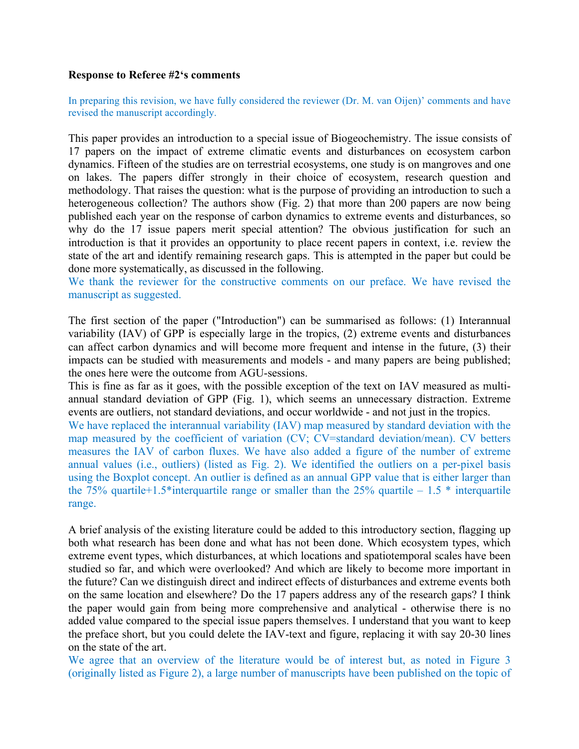**Response to Referee #2's comments**

In preparing this revision, we have fully considered the reviewer (Dr. M. van Oijen)' comments and have revised the manuscript accordingly.

This paper provides an introduction to a special issue of Biogeochemistry. The issue consists of 17 papers on the impact of extreme climatic events and disturbances on ecosystem carbon dynamics. Fifteen of the studies are on terrestrial ecosystems, one study is on mangroves and one on lakes. The papers differ strongly in their choice of ecosystem, research question and methodology. That raises the question: what is the purpose of providing an introduction to such a heterogeneous collection? The authors show (Fig. 2) that more than 200 papers are now being published each year on the response of carbon dynamics to extreme events and disturbances, so why do the 17 issue papers merit special attention? The obvious justification for such an introduction is that it provides an opportunity to place recent papers in context, i.e. review the state of the art and identify remaining research gaps. This is attempted in the paper but could be done more systematically, as discussed in the following.

We thank the reviewer for the constructive comments on our preface. We have revised the manuscript as suggested.

The first section of the paper ("Introduction") can be summarised as follows: (1) Interannual variability (IAV) of GPP is especially large in the tropics, (2) extreme events and disturbances can affect carbon dynamics and will become more frequent and intense in the future, (3) their impacts can be studied with measurements and models - and many papers are being published; the ones here were the outcome from AGU-sessions.

This is fine as far as it goes, with the possible exception of the text on IAV measured as multi-annual standard deviation of GPP (Fig. 1), which seems an unnecessary distraction. Extreme events are outliers, not standard deviations, and occur worldwide - and not just in the tropics.

We have replaced the interannual variability (IAV) map measured by standard deviation with the map measured by the coefficient of variation (CV; CV=standard deviation/mean). CV betters measures the IAV of carbon fluxes. We have also added a figure of the number of extreme annual values (i.e., outliers) (listed as Fig. 2). We identified the outliers on a per-pixel basis using the Boxplot concept. An outlier is defined as an annual GPP value that is either larger than the 75% quartile+1.5*interquartile range or smaller than the 25% quartile – 1.5 * interquartile range.

A brief analysis of the existing literature could be added to this introductory section, flagging up both what research has been done and what has not been done. Which ecosystem types, which extreme event types, which disturbances, at which locations and spatiotemporal scales have been studied so far, and which were overlooked? And which are likely to become more important in the future? Can we distinguish direct and indirect effects of disturbances and extreme events both on the same location and elsewhere? Do the 17 papers address any of the research gaps? I think the paper would gain from being more comprehensive and analytical - otherwise there is no added value compared to the special issue papers themselves. I understand that you want to keep the preface short, but you could delete the IAV-text and figure, replacing it with say 20-30 lines on the state of the art.

We agree that an overview of the literature would be of interest but, as noted in Figure 3 (originally listed as Figure 2), a large number of manuscripts have been published on the topic of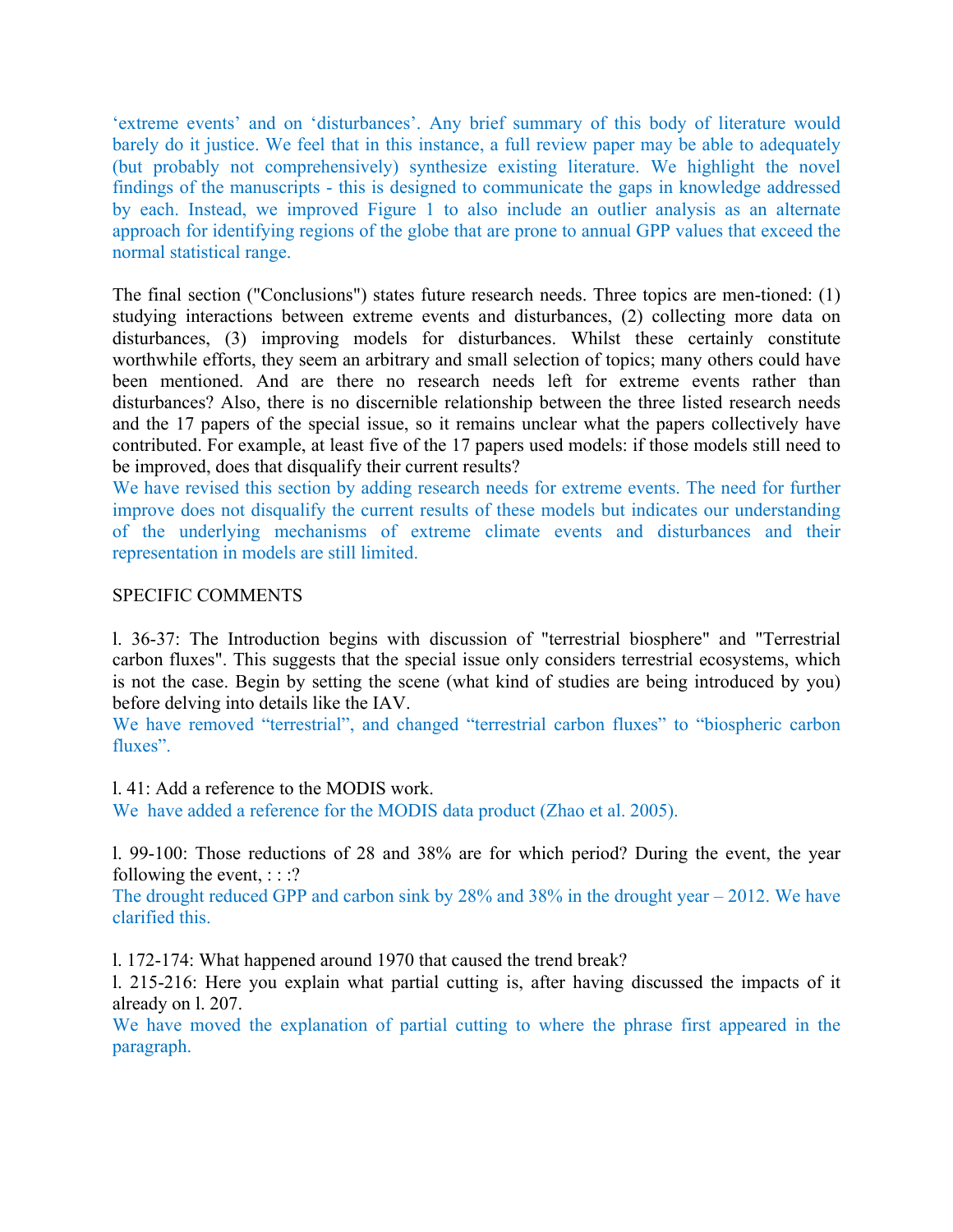'extreme events' and on 'disturbances'. Any brief summary of this body of literature would barely do it justice. We feel that in this instance, a full review paper may be able to adequately (but probably not comprehensively) synthesize existing literature. We highlight the novel findings of the manuscripts - this is designed to communicate the gaps in knowledge addressed by each. Instead, we improved Figure 1 to also include an outlier analysis as an alternate approach for identifying regions of the globe that are prone to annual GPP values that exceed the normal statistical range.

The final section ("Conclusions") states future research needs. Three topics are men-tioned: (1) studying interactions between extreme events and disturbances, (2) collecting more data on disturbances, (3) improving models for disturbances. Whilst these certainly constitute worthwhile efforts, they seem an arbitrary and small selection of topics; many others could have been mentioned. And are there no research needs left for extreme events rather than disturbances? Also, there is no discernible relationship between the three listed research needs and the 17 papers of the special issue, so it remains unclear what the papers collectively have contributed. For example, at least five of the 17 papers used models: if those models still need to be improved, does that disqualify their current results?
We have revised this section by adding research needs for extreme events. The need for further improve does not disqualify the current results of these models but indicates our understanding of the underlying mechanisms of extreme climate events and disturbances and their representation in models are still limited.

SPECIFIC COMMENTS

l. 36-37: The Introduction begins with discussion of "terrestrial biosphere" and "Terrestrial carbon fluxes". This suggests that the special issue only considers terrestrial ecosystems, which is not the case. Begin by setting the scene (what kind of studies are being introduced by you) before delving into details like the IAV.
We have removed "terrestrial", and changed "terrestrial carbon fluxes" to "biospheric carbon fluxes".

l. 41: Add a reference to the MODIS work.
We have added a reference for the MODIS data product (Zhao et al. 2005).

l. 99-100: Those reductions of 28 and 38% are for which period? During the event, the year following the event, : : :?
The drought reduced GPP and carbon sink by 28% and 38% in the drought year – 2012. We have clarified this.

l. 172-174: What happened around 1970 that caused the trend break?
l. 215-216: Here you explain what partial cutting is, after having discussed the impacts of it already on l. 207.
We have moved the explanation of partial cutting to where the phrase first appeared in the paragraph.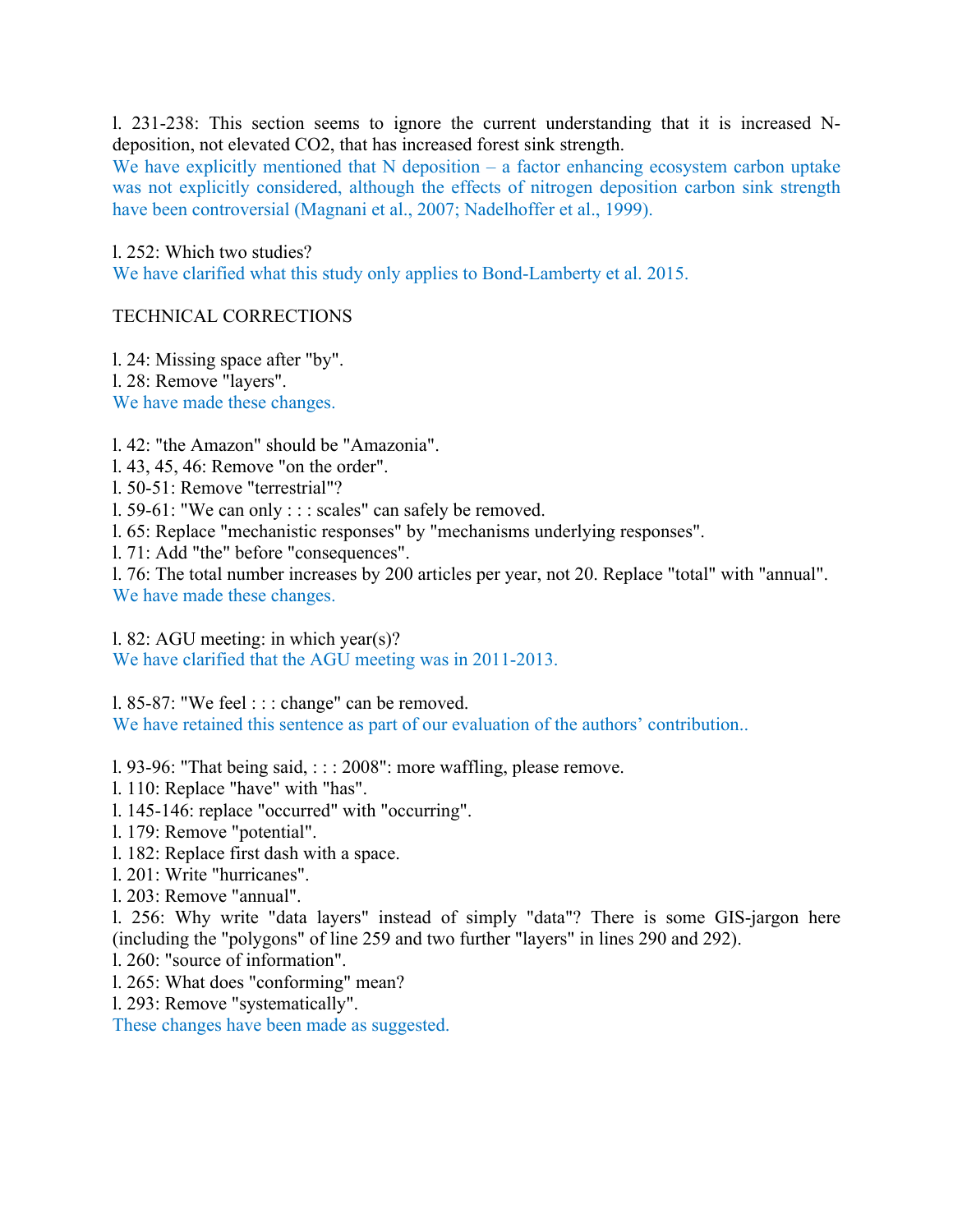l. 231-238: This section seems to ignore the current understanding that it is increased N-deposition, not elevated CO2, that has increased forest sink strength.

We have explicitly mentioned that N deposition – a factor enhancing ecosystem carbon uptake was not explicitly considered, although the effects of nitrogen deposition carbon sink strength have been controversial (Magnani et al., 2007; Nadelhoffer et al., 1999).

l. 252: Which two studies?

We have clarified what this study only applies to Bond-Lamberty et al. 2015.

TECHNICAL CORRECTIONS

l. 24: Missing space after "by".
l. 28: Remove "layers".

We have made these changes.

l. 42: "the Amazon" should be "Amazonia".
l. 43, 45, 46: Remove "on the order".
l. 50-51: Remove "terrestrial"?
l. 59-61: "We can only : : : scales" can safely be removed.
l. 65: Replace "mechanistic responses" by "mechanisms underlying responses".
l. 71: Add "the" before "consequences".
l. 76: The total number increases by 200 articles per year, not 20. Replace "total" with "annual".

We have made these changes.

l. 82: AGU meeting: in which year(s)?

We have clarified that the AGU meeting was in 2011-2013.

l. 85-87: "We feel : : : change" can be removed.

We have retained this sentence as part of our evaluation of the authors' contribution..

l. 93-96: "That being said, : : : 2008": more waffling, please remove.
l. 110: Replace "have" with "has".
l. 145-146: replace "occurred" with "occurring".
l. 179: Remove "potential".
l. 182: Replace first dash with a space.
l. 201: Write "hurricanes".
l. 203: Remove "annual".
l. 256: Why write "data layers" instead of simply "data"? There is some GIS-jargon here (including the "polygons" of line 259 and two further "layers" in lines 290 and 292).
l. 260: "source of information".
l. 265: What does "conforming" mean?
l. 293: Remove "systematically".

These changes have been made as suggested.